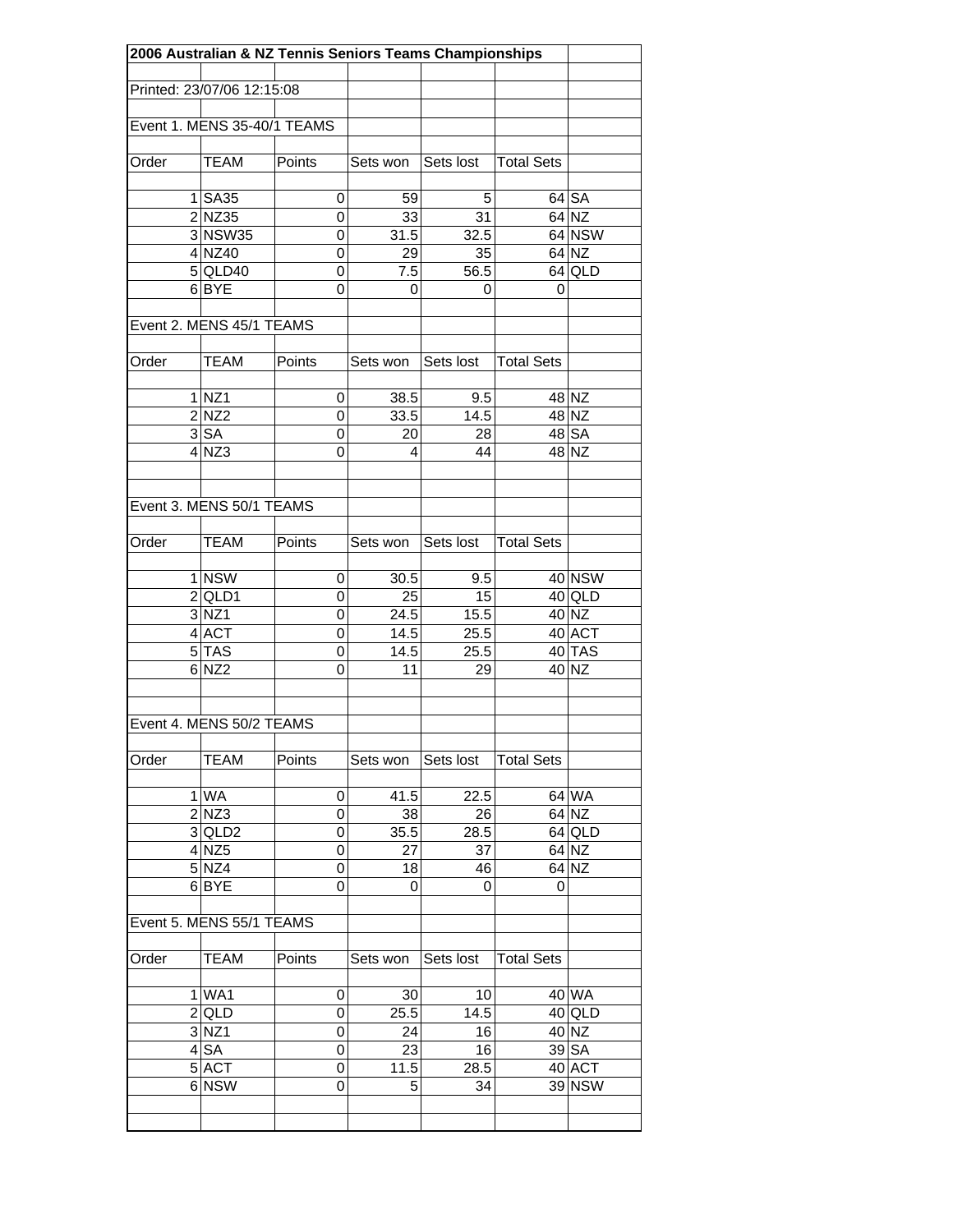# 2006 Australian & NZ Tennis Seniors Teams Championships

Printed: 23/07/06 12:15:08

## Event 1. MENS 35-40/1 TEAMS

| Order | TEAM | Points | Sets won | Sets lost | Total Sets | |
|---|---|---|---|---|---|---|
| 1 | SA35 | 0 | 59 | 5 | 64 | SA |
| 2 | NZ35 | 0 | 33 | 31 | 64 | NZ |
| 3 | NSW35 | 0 | 31.5 | 32.5 | 64 | NSW |
| 4 | NZ40 | 0 | 29 | 35 | 64 | NZ |
| 5 | QLD40 | 0 | 7.5 | 56.5 | 64 | QLD |
| 6 | BYE | 0 | 0 | 0 | 0 | |

## Event 2. MENS 45/1 TEAMS

| Order | TEAM | Points | Sets won | Sets lost | Total Sets | |
|---|---|---|---|---|---|---|
| 1 | NZ1 | 0 | 38.5 | 9.5 | 48 | NZ |
| 2 | NZ2 | 0 | 33.5 | 14.5 | 48 | NZ |
| 3 | SA | 0 | 20 | 28 | 48 | SA |
| 4 | NZ3 | 0 | 4 | 44 | 48 | NZ |

## Event 3. MENS 50/1 TEAMS

| Order | TEAM | Points | Sets won | Sets lost | Total Sets | |
|---|---|---|---|---|---|---|
| 1 | NSW | 0 | 30.5 | 9.5 | 40 | NSW |
| 2 | QLD1 | 0 | 25 | 15 | 40 | QLD |
| 3 | NZ1 | 0 | 24.5 | 15.5 | 40 | NZ |
| 4 | ACT | 0 | 14.5 | 25.5 | 40 | ACT |
| 5 | TAS | 0 | 14.5 | 25.5 | 40 | TAS |
| 6 | NZ2 | 0 | 11 | 29 | 40 | NZ |

## Event 4. MENS 50/2 TEAMS

| Order | TEAM | Points | Sets won | Sets lost | Total Sets | |
|---|---|---|---|---|---|---|
| 1 | WA | 0 | 41.5 | 22.5 | 64 | WA |
| 2 | NZ3 | 0 | 38 | 26 | 64 | NZ |
| 3 | QLD2 | 0 | 35.5 | 28.5 | 64 | QLD |
| 4 | NZ5 | 0 | 27 | 37 | 64 | NZ |
| 5 | NZ4 | 0 | 18 | 46 | 64 | NZ |
| 6 | BYE | 0 | 0 | 0 | 0 | |

## Event 5. MENS 55/1 TEAMS

| Order | TEAM | Points | Sets won | Sets lost | Total Sets | |
|---|---|---|---|---|---|---|
| 1 | WA1 | 0 | 30 | 10 | 40 | WA |
| 2 | QLD | 0 | 25.5 | 14.5 | 40 | QLD |
| 3 | NZ1 | 0 | 24 | 16 | 40 | NZ |
| 4 | SA | 0 | 23 | 16 | 39 | SA |
| 5 | ACT | 0 | 11.5 | 28.5 | 40 | ACT |
| 6 | NSW | 0 | 5 | 34 | 39 | NSW |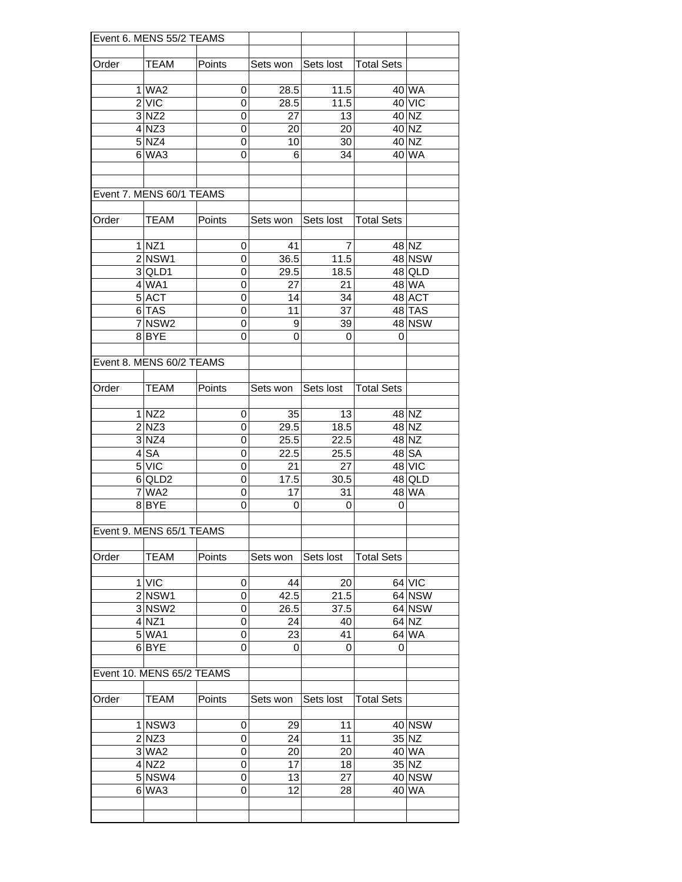Event 6. MENS 55/2 TEAMS

| Order | TEAM | Points | Sets won | Sets lost | Total Sets | |
|---|---|---|---|---|---|---|
| 1 | WA2 | 0 | 28.5 | 11.5 | 40 | WA |
| 2 | VIC | 0 | 28.5 | 11.5 | 40 | VIC |
| 3 | NZ2 | 0 | 27 | 13 | 40 | NZ |
| 4 | NZ3 | 0 | 20 | 20 | 40 | NZ |
| 5 | NZ4 | 0 | 10 | 30 | 40 | NZ |
| 6 | WA3 | 0 | 6 | 34 | 40 | WA |

Event 7. MENS 60/1 TEAMS

| Order | TEAM | Points | Sets won | Sets lost | Total Sets | |
|---|---|---|---|---|---|---|
| 1 | NZ1 | 0 | 41 | 7 | 48 | NZ |
| 2 | NSW1 | 0 | 36.5 | 11.5 | 48 | NSW |
| 3 | QLD1 | 0 | 29.5 | 18.5 | 48 | QLD |
| 4 | WA1 | 0 | 27 | 21 | 48 | WA |
| 5 | ACT | 0 | 14 | 34 | 48 | ACT |
| 6 | TAS | 0 | 11 | 37 | 48 | TAS |
| 7 | NSW2 | 0 | 9 | 39 | 48 | NSW |
| 8 | BYE | 0 | 0 | 0 | 0 | |

Event 8. MENS 60/2 TEAMS

| Order | TEAM | Points | Sets won | Sets lost | Total Sets | |
|---|---|---|---|---|---|---|
| 1 | NZ2 | 0 | 35 | 13 | 48 | NZ |
| 2 | NZ3 | 0 | 29.5 | 18.5 | 48 | NZ |
| 3 | NZ4 | 0 | 25.5 | 22.5 | 48 | NZ |
| 4 | SA | 0 | 22.5 | 25.5 | 48 | SA |
| 5 | VIC | 0 | 21 | 27 | 48 | VIC |
| 6 | QLD2 | 0 | 17.5 | 30.5 | 48 | QLD |
| 7 | WA2 | 0 | 17 | 31 | 48 | WA |
| 8 | BYE | 0 | 0 | 0 | 0 | |

Event 9. MENS 65/1 TEAMS

| Order | TEAM | Points | Sets won | Sets lost | Total Sets | |
|---|---|---|---|---|---|---|
| 1 | VIC | 0 | 44 | 20 | 64 | VIC |
| 2 | NSW1 | 0 | 42.5 | 21.5 | 64 | NSW |
| 3 | NSW2 | 0 | 26.5 | 37.5 | 64 | NSW |
| 4 | NZ1 | 0 | 24 | 40 | 64 | NZ |
| 5 | WA1 | 0 | 23 | 41 | 64 | WA |
| 6 | BYE | 0 | 0 | 0 | 0 | |

Event 10. MENS 65/2 TEAMS

| Order | TEAM | Points | Sets won | Sets lost | Total Sets | |
|---|---|---|---|---|---|---|
| 1 | NSW3 | 0 | 29 | 11 | 40 | NSW |
| 2 | NZ3 | 0 | 24 | 11 | 35 | NZ |
| 3 | WA2 | 0 | 20 | 20 | 40 | WA |
| 4 | NZ2 | 0 | 17 | 18 | 35 | NZ |
| 5 | NSW4 | 0 | 13 | 27 | 40 | NSW |
| 6 | WA3 | 0 | 12 | 28 | 40 | WA |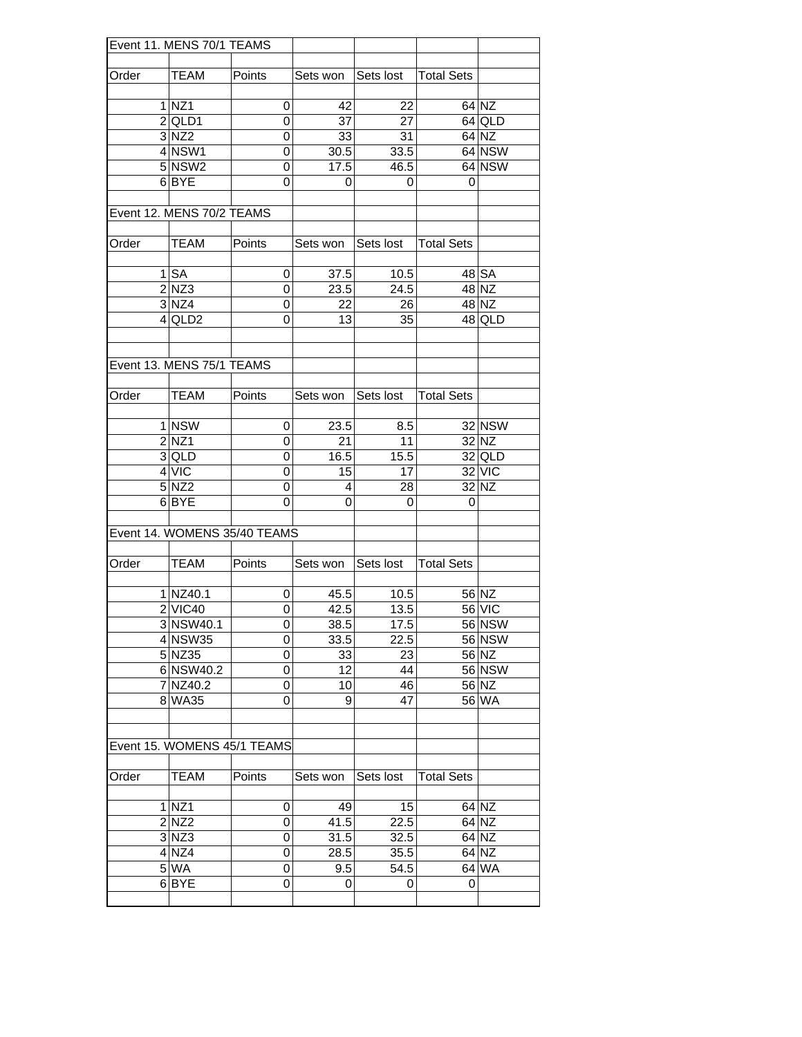## Event 11. MENS 70/1 TEAMS

| Order | TEAM | Points | Sets won | Sets lost | Total Sets | |
|---|---|---|---|---|---|---|
| 1 | NZ1 | 0 | 42 | 22 | 64 | NZ |
| 2 | QLD1 | 0 | 37 | 27 | 64 | QLD |
| 3 | NZ2 | 0 | 33 | 31 | 64 | NZ |
| 4 | NSW1 | 0 | 30.5 | 33.5 | 64 | NSW |
| 5 | NSW2 | 0 | 17.5 | 46.5 | 64 | NSW |
| 6 | BYE | 0 | 0 | 0 | 0 | |

## Event 12. MENS 70/2 TEAMS

| Order | TEAM | Points | Sets won | Sets lost | Total Sets | |
|---|---|---|---|---|---|---|
| 1 | SA | 0 | 37.5 | 10.5 | 48 | SA |
| 2 | NZ3 | 0 | 23.5 | 24.5 | 48 | NZ |
| 3 | NZ4 | 0 | 22 | 26 | 48 | NZ |
| 4 | QLD2 | 0 | 13 | 35 | 48 | QLD |

## Event 13. MENS 75/1 TEAMS

| Order | TEAM | Points | Sets won | Sets lost | Total Sets | |
|---|---|---|---|---|---|---|
| 1 | NSW | 0 | 23.5 | 8.5 | 32 | NSW |
| 2 | NZ1 | 0 | 21 | 11 | 32 | NZ |
| 3 | QLD | 0 | 16.5 | 15.5 | 32 | QLD |
| 4 | VIC | 0 | 15 | 17 | 32 | VIC |
| 5 | NZ2 | 0 | 4 | 28 | 32 | NZ |
| 6 | BYE | 0 | 0 | 0 | 0 | |

## Event 14. WOMENS 35/40 TEAMS

| Order | TEAM | Points | Sets won | Sets lost | Total Sets | |
|---|---|---|---|---|---|---|
| 1 | NZ40.1 | 0 | 45.5 | 10.5 | 56 | NZ |
| 2 | VIC40 | 0 | 42.5 | 13.5 | 56 | VIC |
| 3 | NSW40.1 | 0 | 38.5 | 17.5 | 56 | NSW |
| 4 | NSW35 | 0 | 33.5 | 22.5 | 56 | NSW |
| 5 | NZ35 | 0 | 33 | 23 | 56 | NZ |
| 6 | NSW40.2 | 0 | 12 | 44 | 56 | NSW |
| 7 | NZ40.2 | 0 | 10 | 46 | 56 | NZ |
| 8 | WA35 | 0 | 9 | 47 | 56 | WA |

## Event 15. WOMENS 45/1 TEAMS

| Order | TEAM | Points | Sets won | Sets lost | Total Sets | |
|---|---|---|---|---|---|---|
| 1 | NZ1 | 0 | 49 | 15 | 64 | NZ |
| 2 | NZ2 | 0 | 41.5 | 22.5 | 64 | NZ |
| 3 | NZ3 | 0 | 31.5 | 32.5 | 64 | NZ |
| 4 | NZ4 | 0 | 28.5 | 35.5 | 64 | NZ |
| 5 | WA | 0 | 9.5 | 54.5 | 64 | WA |
| 6 | BYE | 0 | 0 | 0 | 0 | |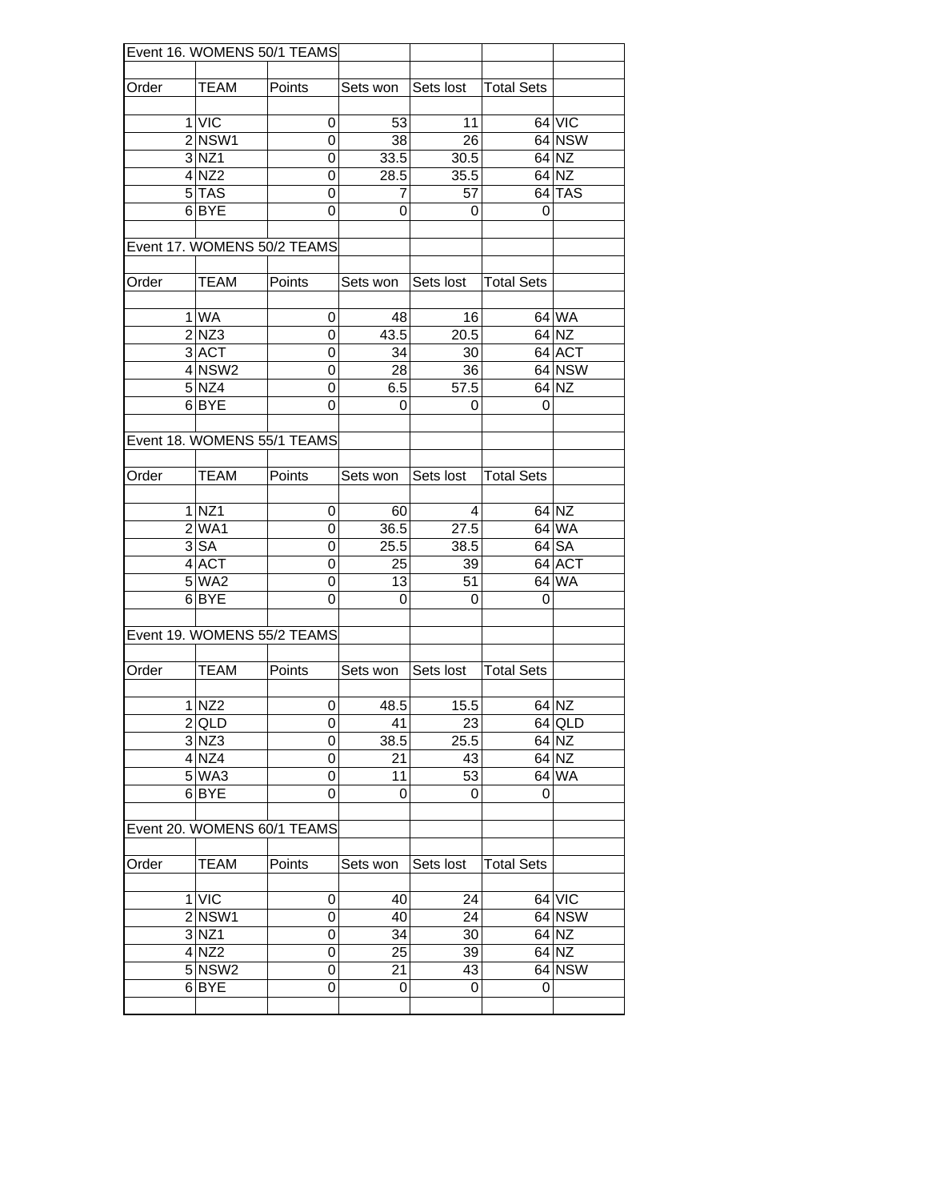## Event 16. WOMENS 50/1 TEAMS

| Order | TEAM | Points | Sets won | Sets lost | Total Sets | |
|---|---|---|---|---|---|---|
| 1 | VIC | 0 | 53 | 11 | 64 | VIC |
| 2 | NSW1 | 0 | 38 | 26 | 64 | NSW |
| 3 | NZ1 | 0 | 33.5 | 30.5 | 64 | NZ |
| 4 | NZ2 | 0 | 28.5 | 35.5 | 64 | NZ |
| 5 | TAS | 0 | 7 | 57 | 64 | TAS |
| 6 | BYE | 0 | 0 | 0 | 0 | |

## Event 17. WOMENS 50/2 TEAMS

| Order | TEAM | Points | Sets won | Sets lost | Total Sets | |
|---|---|---|---|---|---|---|
| 1 | WA | 0 | 48 | 16 | 64 | WA |
| 2 | NZ3 | 0 | 43.5 | 20.5 | 64 | NZ |
| 3 | ACT | 0 | 34 | 30 | 64 | ACT |
| 4 | NSW2 | 0 | 28 | 36 | 64 | NSW |
| 5 | NZ4 | 0 | 6.5 | 57.5 | 64 | NZ |
| 6 | BYE | 0 | 0 | 0 | 0 | |

## Event 18. WOMENS 55/1 TEAMS

| Order | TEAM | Points | Sets won | Sets lost | Total Sets | |
|---|---|---|---|---|---|---|
| 1 | NZ1 | 0 | 60 | 4 | 64 | NZ |
| 2 | WA1 | 0 | 36.5 | 27.5 | 64 | WA |
| 3 | SA | 0 | 25.5 | 38.5 | 64 | SA |
| 4 | ACT | 0 | 25 | 39 | 64 | ACT |
| 5 | WA2 | 0 | 13 | 51 | 64 | WA |
| 6 | BYE | 0 | 0 | 0 | 0 | |

## Event 19. WOMENS 55/2 TEAMS

| Order | TEAM | Points | Sets won | Sets lost | Total Sets | |
|---|---|---|---|---|---|---|
| 1 | NZ2 | 0 | 48.5 | 15.5 | 64 | NZ |
| 2 | QLD | 0 | 41 | 23 | 64 | QLD |
| 3 | NZ3 | 0 | 38.5 | 25.5 | 64 | NZ |
| 4 | NZ4 | 0 | 21 | 43 | 64 | NZ |
| 5 | WA3 | 0 | 11 | 53 | 64 | WA |
| 6 | BYE | 0 | 0 | 0 | 0 | |

## Event 20. WOMENS 60/1 TEAMS

| Order | TEAM | Points | Sets won | Sets lost | Total Sets | |
|---|---|---|---|---|---|---|
| 1 | VIC | 0 | 40 | 24 | 64 | VIC |
| 2 | NSW1 | 0 | 40 | 24 | 64 | NSW |
| 3 | NZ1 | 0 | 34 | 30 | 64 | NZ |
| 4 | NZ2 | 0 | 25 | 39 | 64 | NZ |
| 5 | NSW2 | 0 | 21 | 43 | 64 | NSW |
| 6 | BYE | 0 | 0 | 0 | 0 | |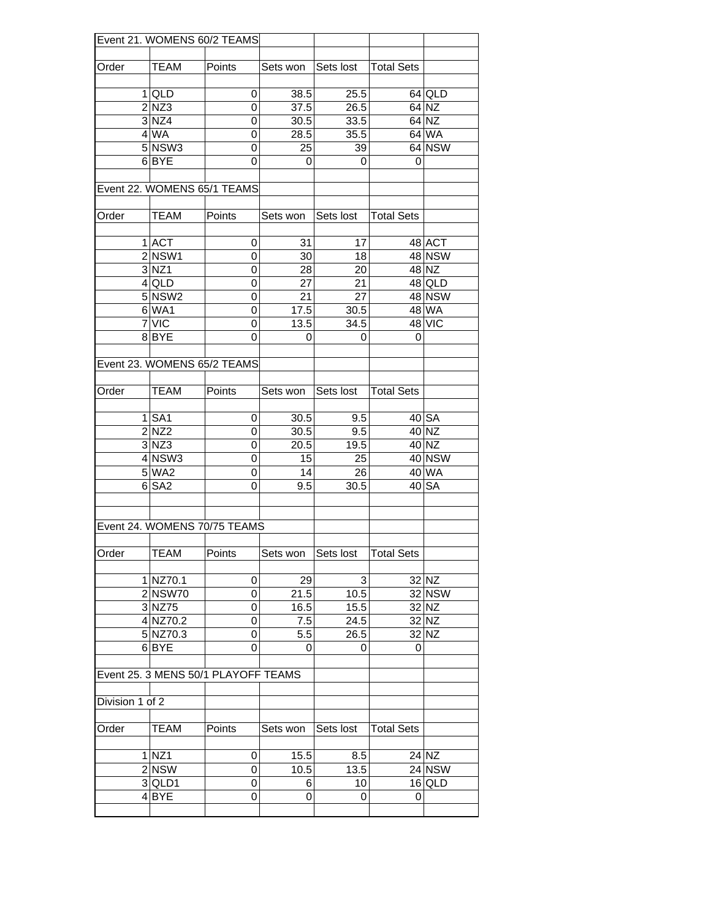## Event 21. WOMENS 60/2 TEAMS

| Order | TEAM | Points | Sets won | Sets lost | Total Sets | |
|---|---|---|---|---|---|---|
| 1 | QLD | 0 | 38.5 | 25.5 | 64 | QLD |
| 2 | NZ3 | 0 | 37.5 | 26.5 | 64 | NZ |
| 3 | NZ4 | 0 | 30.5 | 33.5 | 64 | NZ |
| 4 | WA | 0 | 28.5 | 35.5 | 64 | WA |
| 5 | NSW3 | 0 | 25 | 39 | 64 | NSW |
| 6 | BYE | 0 | 0 | 0 | 0 | |

## Event 22. WOMENS 65/1 TEAMS

| Order | TEAM | Points | Sets won | Sets lost | Total Sets | |
|---|---|---|---|---|---|---|
| 1 | ACT | 0 | 31 | 17 | 48 | ACT |
| 2 | NSW1 | 0 | 30 | 18 | 48 | NSW |
| 3 | NZ1 | 0 | 28 | 20 | 48 | NZ |
| 4 | QLD | 0 | 27 | 21 | 48 | QLD |
| 5 | NSW2 | 0 | 21 | 27 | 48 | NSW |
| 6 | WA1 | 0 | 17.5 | 30.5 | 48 | WA |
| 7 | VIC | 0 | 13.5 | 34.5 | 48 | VIC |
| 8 | BYE | 0 | 0 | 0 | 0 | |

## Event 23. WOMENS 65/2 TEAMS

| Order | TEAM | Points | Sets won | Sets lost | Total Sets | |
|---|---|---|---|---|---|---|
| 1 | SA1 | 0 | 30.5 | 9.5 | 40 | SA |
| 2 | NZ2 | 0 | 30.5 | 9.5 | 40 | NZ |
| 3 | NZ3 | 0 | 20.5 | 19.5 | 40 | NZ |
| 4 | NSW3 | 0 | 15 | 25 | 40 | NSW |
| 5 | WA2 | 0 | 14 | 26 | 40 | WA |
| 6 | SA2 | 0 | 9.5 | 30.5 | 40 | SA |

## Event 24. WOMENS 70/75 TEAMS

| Order | TEAM | Points | Sets won | Sets lost | Total Sets | |
|---|---|---|---|---|---|---|
| 1 | NZ70.1 | 0 | 29 | 3 | 32 | NZ |
| 2 | NSW70 | 0 | 21.5 | 10.5 | 32 | NSW |
| 3 | NZ75 | 0 | 16.5 | 15.5 | 32 | NZ |
| 4 | NZ70.2 | 0 | 7.5 | 24.5 | 32 | NZ |
| 5 | NZ70.3 | 0 | 5.5 | 26.5 | 32 | NZ |
| 6 | BYE | 0 | 0 | 0 | 0 | |

## Event 25. 3 MENS 50/1 PLAYOFF TEAMS

Division 1 of 2

| Order | TEAM | Points | Sets won | Sets lost | Total Sets | |
|---|---|---|---|---|---|---|
| 1 | NZ1 | 0 | 15.5 | 8.5 | 24 | NZ |
| 2 | NSW | 0 | 10.5 | 13.5 | 24 | NSW |
| 3 | QLD1 | 0 | 6 | 10 | 16 | QLD |
| 4 | BYE | 0 | 0 | 0 | 0 | |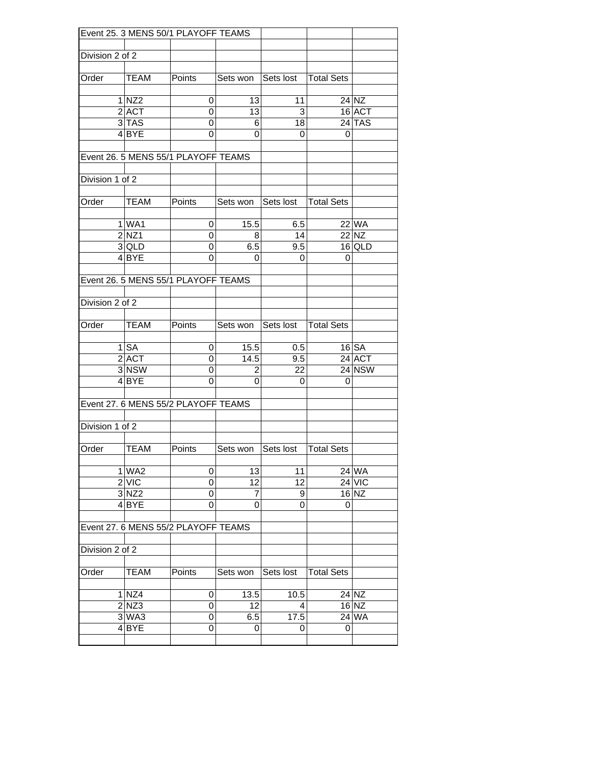Event 25. 3 MENS 50/1 PLAYOFF TEAMS

Division 2 of 2

| Order | TEAM | Points | Sets won | Sets lost | Total Sets | |
|---|---|---|---|---|---|---|
| 1 | NZ2 | 0 | 13 | 11 | 24 | NZ |
| 2 | ACT | 0 | 13 | 3 | 16 | ACT |
| 3 | TAS | 0 | 6 | 18 | 24 | TAS |
| 4 | BYE | 0 | 0 | 0 | 0 | |

Event 26. 5 MENS 55/1 PLAYOFF TEAMS

Division 1 of 2

| Order | TEAM | Points | Sets won | Sets lost | Total Sets | |
|---|---|---|---|---|---|---|
| 1 | WA1 | 0 | 15.5 | 6.5 | 22 | WA |
| 2 | NZ1 | 0 | 8 | 14 | 22 | NZ |
| 3 | QLD | 0 | 6.5 | 9.5 | 16 | QLD |
| 4 | BYE | 0 | 0 | 0 | 0 | |

Event 26. 5 MENS 55/1 PLAYOFF TEAMS

Division 2 of 2

| Order | TEAM | Points | Sets won | Sets lost | Total Sets | |
|---|---|---|---|---|---|---|
| 1 | SA | 0 | 15.5 | 0.5 | 16 | SA |
| 2 | ACT | 0 | 14.5 | 9.5 | 24 | ACT |
| 3 | NSW | 0 | 2 | 22 | 24 | NSW |
| 4 | BYE | 0 | 0 | 0 | 0 | |

Event 27. 6 MENS 55/2 PLAYOFF TEAMS

Division 1 of 2

| Order | TEAM | Points | Sets won | Sets lost | Total Sets | |
|---|---|---|---|---|---|---|
| 1 | WA2 | 0 | 13 | 11 | 24 | WA |
| 2 | VIC | 0 | 12 | 12 | 24 | VIC |
| 3 | NZ2 | 0 | 7 | 9 | 16 | NZ |
| 4 | BYE | 0 | 0 | 0 | 0 | |

Event 27. 6 MENS 55/2 PLAYOFF TEAMS

Division 2 of 2

| Order | TEAM | Points | Sets won | Sets lost | Total Sets | |
|---|---|---|---|---|---|---|
| 1 | NZ4 | 0 | 13.5 | 10.5 | 24 | NZ |
| 2 | NZ3 | 0 | 12 | 4 | 16 | NZ |
| 3 | WA3 | 0 | 6.5 | 17.5 | 24 | WA |
| 4 | BYE | 0 | 0 | 0 | 0 | |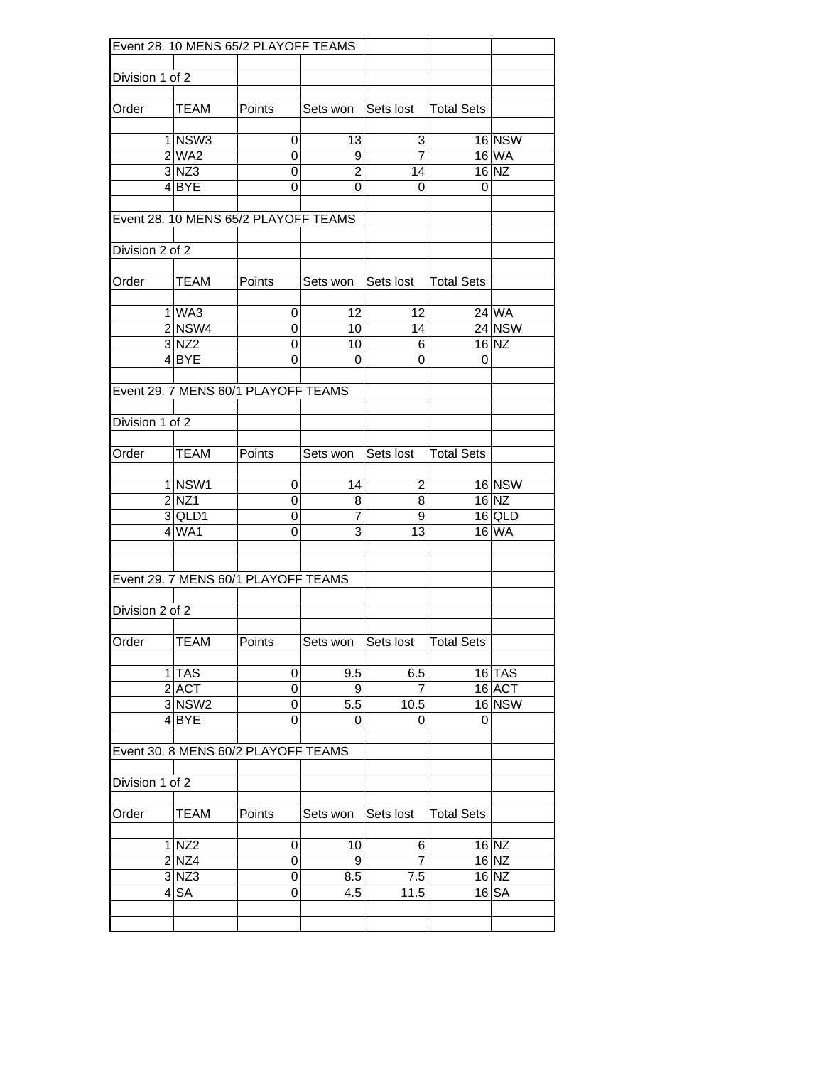Event 28. 10 MENS 65/2 PLAYOFF TEAMS

Division 1 of 2

| Order | TEAM | Points | Sets won | Sets lost | Total Sets | |
|---|---|---|---|---|---|---|
| 1 | NSW3 | 0 | 13 | 3 | 16 | NSW |
| 2 | WA2 | 0 | 9 | 7 | 16 | WA |
| 3 | NZ3 | 0 | 2 | 14 | 16 | NZ |
| 4 | BYE | 0 | 0 | 0 | 0 | |

Event 28. 10 MENS 65/2 PLAYOFF TEAMS

Division 2 of 2

| Order | TEAM | Points | Sets won | Sets lost | Total Sets | |
|---|---|---|---|---|---|---|
| 1 | WA3 | 0 | 12 | 12 | 24 | WA |
| 2 | NSW4 | 0 | 10 | 14 | 24 | NSW |
| 3 | NZ2 | 0 | 10 | 6 | 16 | NZ |
| 4 | BYE | 0 | 0 | 0 | 0 | |

Event 29. 7 MENS 60/1 PLAYOFF TEAMS

Division 1 of 2

| Order | TEAM | Points | Sets won | Sets lost | Total Sets | |
|---|---|---|---|---|---|---|
| 1 | NSW1 | 0 | 14 | 2 | 16 | NSW |
| 2 | NZ1 | 0 | 8 | 8 | 16 | NZ |
| 3 | QLD1 | 0 | 7 | 9 | 16 | QLD |
| 4 | WA1 | 0 | 3 | 13 | 16 | WA |

Event 29. 7 MENS 60/1 PLAYOFF TEAMS

Division 2 of 2

| Order | TEAM | Points | Sets won | Sets lost | Total Sets | |
|---|---|---|---|---|---|---|
| 1 | TAS | 0 | 9.5 | 6.5 | 16 | TAS |
| 2 | ACT | 0 | 9 | 7 | 16 | ACT |
| 3 | NSW2 | 0 | 5.5 | 10.5 | 16 | NSW |
| 4 | BYE | 0 | 0 | 0 | 0 | |

Event 30. 8 MENS 60/2 PLAYOFF TEAMS

Division 1 of 2

| Order | TEAM | Points | Sets won | Sets lost | Total Sets | |
|---|---|---|---|---|---|---|
| 1 | NZ2 | 0 | 10 | 6 | 16 | NZ |
| 2 | NZ4 | 0 | 9 | 7 | 16 | NZ |
| 3 | NZ3 | 0 | 8.5 | 7.5 | 16 | NZ |
| 4 | SA | 0 | 4.5 | 11.5 | 16 | SA |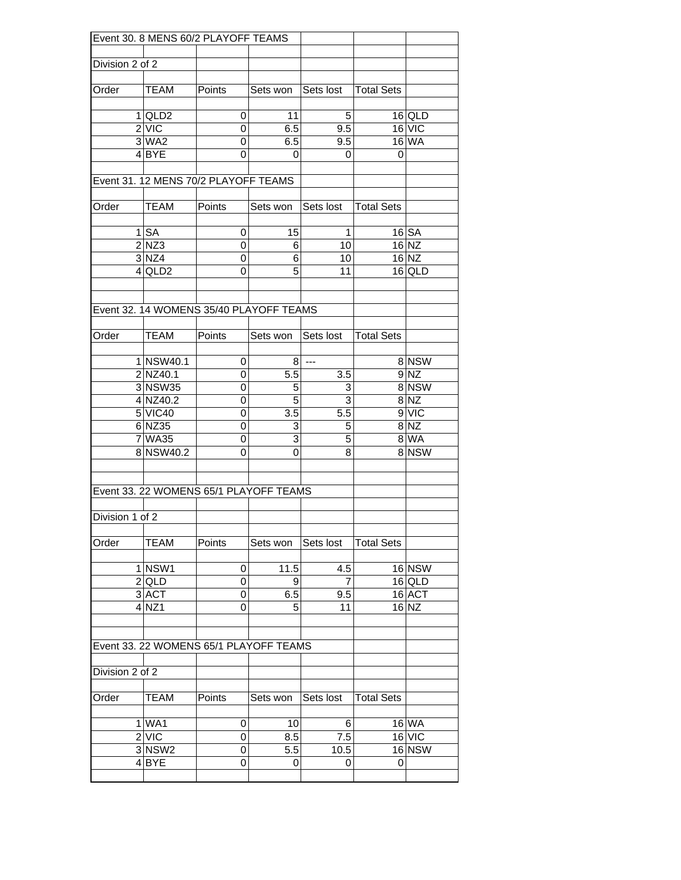Event 30. 8 MENS 60/2 PLAYOFF TEAMS

Division 2 of 2

| Order | TEAM | Points | Sets won | Sets lost | Total Sets | |
|---|---|---|---|---|---|---|
| 1 | QLD2 | 0 | 11 | 5 | 16 | QLD |
| 2 | VIC | 0 | 6.5 | 9.5 | 16 | VIC |
| 3 | WA2 | 0 | 6.5 | 9.5 | 16 | WA |
| 4 | BYE | 0 | 0 | 0 | 0 | |

Event 31. 12 MENS 70/2 PLAYOFF TEAMS

| Order | TEAM | Points | Sets won | Sets lost | Total Sets | |
|---|---|---|---|---|---|---|
| 1 | SA | 0 | 15 | 1 | 16 | SA |
| 2 | NZ3 | 0 | 6 | 10 | 16 | NZ |
| 3 | NZ4 | 0 | 6 | 10 | 16 | NZ |
| 4 | QLD2 | 0 | 5 | 11 | 16 | QLD |

Event 32. 14 WOMENS 35/40 PLAYOFF TEAMS

| Order | TEAM | Points | Sets won | Sets lost | Total Sets | |
|---|---|---|---|---|---|---|
| 1 | NSW40.1 | 0 | 8 | --- | 8 | NSW |
| 2 | NZ40.1 | 0 | 5.5 | 3.5 | 9 | NZ |
| 3 | NSW35 | 0 | 5 | 3 | 8 | NSW |
| 4 | NZ40.2 | 0 | 5 | 3 | 8 | NZ |
| 5 | VIC40 | 0 | 3.5 | 5.5 | 9 | VIC |
| 6 | NZ35 | 0 | 3 | 5 | 8 | NZ |
| 7 | WA35 | 0 | 3 | 5 | 8 | WA |
| 8 | NSW40.2 | 0 | 0 | 8 | 8 | NSW |

Event 33. 22 WOMENS 65/1 PLAYOFF TEAMS

Division 1 of 2

| Order | TEAM | Points | Sets won | Sets lost | Total Sets | |
|---|---|---|---|---|---|---|
| 1 | NSW1 | 0 | 11.5 | 4.5 | 16 | NSW |
| 2 | QLD | 0 | 9 | 7 | 16 | QLD |
| 3 | ACT | 0 | 6.5 | 9.5 | 16 | ACT |
| 4 | NZ1 | 0 | 5 | 11 | 16 | NZ |

Event 33. 22 WOMENS 65/1 PLAYOFF TEAMS

Division 2 of 2

| Order | TEAM | Points | Sets won | Sets lost | Total Sets | |
|---|---|---|---|---|---|---|
| 1 | WA1 | 0 | 10 | 6 | 16 | WA |
| 2 | VIC | 0 | 8.5 | 7.5 | 16 | VIC |
| 3 | NSW2 | 0 | 5.5 | 10.5 | 16 | NSW |
| 4 | BYE | 0 | 0 | 0 | 0 | |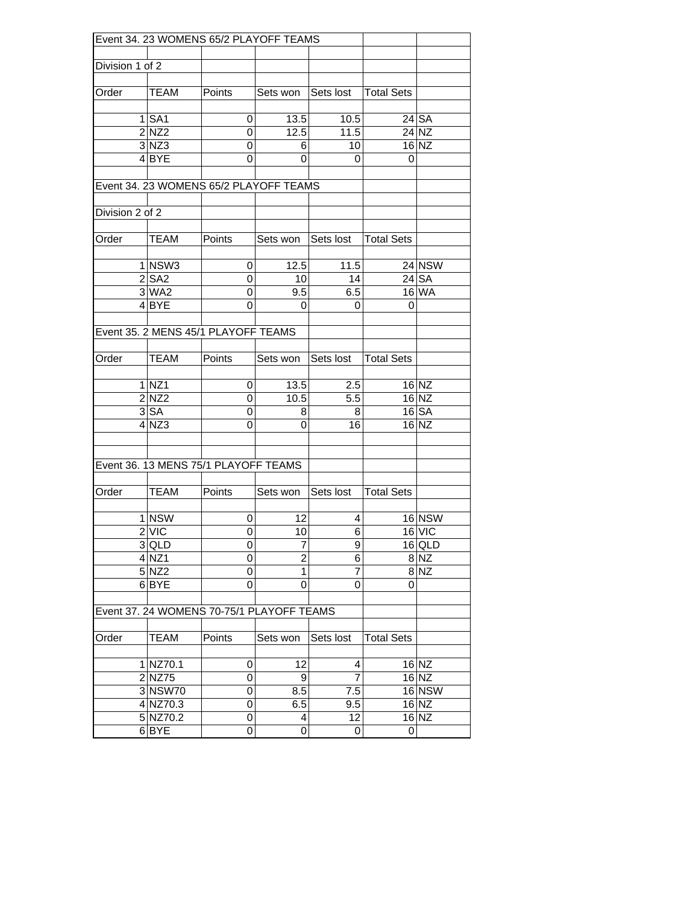Event 34. 23 WOMENS 65/2 PLAYOFF TEAMS

Division 1 of 2

| Order | TEAM | Points | Sets won | Sets lost | Total Sets | |
|---|---|---|---|---|---|---|
| 1 | SA1 | 0 | 13.5 | 10.5 | 24 | SA |
| 2 | NZ2 | 0 | 12.5 | 11.5 | 24 | NZ |
| 3 | NZ3 | 0 | 6 | 10 | 16 | NZ |
| 4 | BYE | 0 | 0 | 0 | 0 | |

Event 34. 23 WOMENS 65/2 PLAYOFF TEAMS

Division 2 of 2

| Order | TEAM | Points | Sets won | Sets lost | Total Sets | |
|---|---|---|---|---|---|---|
| 1 | NSW3 | 0 | 12.5 | 11.5 | 24 | NSW |
| 2 | SA2 | 0 | 10 | 14 | 24 | SA |
| 3 | WA2 | 0 | 9.5 | 6.5 | 16 | WA |
| 4 | BYE | 0 | 0 | 0 | 0 | |

Event 35. 2 MENS 45/1 PLAYOFF TEAMS

| Order | TEAM | Points | Sets won | Sets lost | Total Sets | |
|---|---|---|---|---|---|---|
| 1 | NZ1 | 0 | 13.5 | 2.5 | 16 | NZ |
| 2 | NZ2 | 0 | 10.5 | 5.5 | 16 | NZ |
| 3 | SA | 0 | 8 | 8 | 16 | SA |
| 4 | NZ3 | 0 | 0 | 16 | 16 | NZ |

Event 36. 13 MENS 75/1 PLAYOFF TEAMS

| Order | TEAM | Points | Sets won | Sets lost | Total Sets | |
|---|---|---|---|---|---|---|
| 1 | NSW | 0 | 12 | 4 | 16 | NSW |
| 2 | VIC | 0 | 10 | 6 | 16 | VIC |
| 3 | QLD | 0 | 7 | 9 | 16 | QLD |
| 4 | NZ1 | 0 | 2 | 6 | 8 | NZ |
| 5 | NZ2 | 0 | 1 | 7 | 8 | NZ |
| 6 | BYE | 0 | 0 | 0 | 0 | |

Event 37. 24 WOMENS 70-75/1 PLAYOFF TEAMS

| Order | TEAM | Points | Sets won | Sets lost | Total Sets | |
|---|---|---|---|---|---|---|
| 1 | NZ70.1 | 0 | 12 | 4 | 16 | NZ |
| 2 | NZ75 | 0 | 9 | 7 | 16 | NZ |
| 3 | NSW70 | 0 | 8.5 | 7.5 | 16 | NSW |
| 4 | NZ70.3 | 0 | 6.5 | 9.5 | 16 | NZ |
| 5 | NZ70.2 | 0 | 4 | 12 | 16 | NZ |
| 6 | BYE | 0 | 0 | 0 | 0 | |